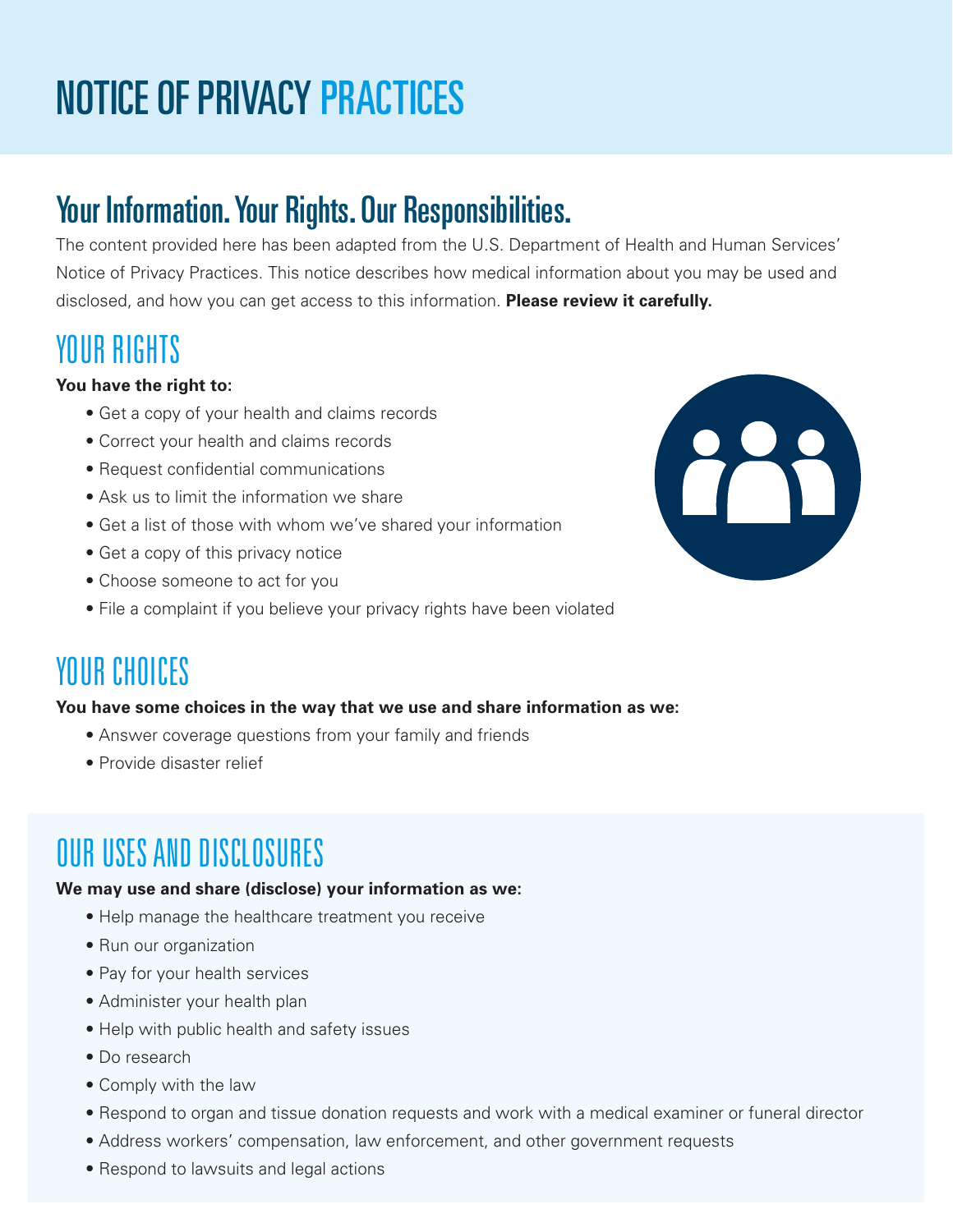# NOTICE OF PRIVACY PRACTICES

## Your Information. Your Rights. Our Responsibilities.

The content provided here has been adapted from the U.S. Department of Health and Human Services' Notice of Privacy Practices. This notice describes how medical information about you may be used and disclosed, and how you can get access to this information. **Please review it carefully.**

## YOUR RIGHTS

**You have the right to:**

- Get a copy of your health and claims records
- Correct your health and claims records
- Request confidential communications
- Ask us to limit the information we share
- Get a list of those with whom we've shared your information
- Get a copy of this privacy notice
- Choose someone to act for you
- File a complaint if you believe your privacy rights have been violated

## YOUR CHOICES

**You have some choices in the way that we use and share information as we:**

- Answer coverage questions from your family and friends
- Provide disaster relief

## OUR USES AND DISCLOSURES

**We may use and share (disclose) your information as we:**

- Help manage the healthcare treatment you receive
- Run our organization
- Pay for your health services
- Administer your health plan
- Help with public health and safety issues
- Do research
- Comply with the law
- Respond to organ and tissue donation requests and work with a medical examiner or funeral director
- Address workers' compensation, law enforcement, and other government requests
- Respond to lawsuits and legal actions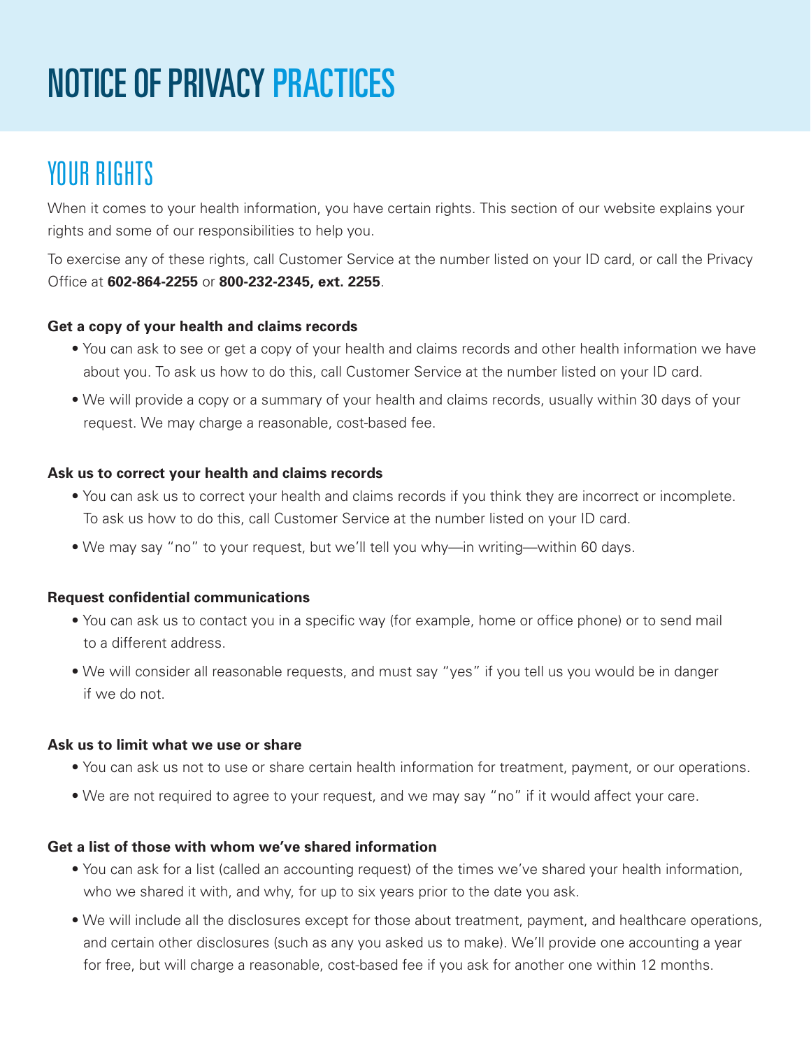# NOTICE OF PRIVACY PRACTICES

## YOUR RIGHTS

When it comes to your health information, you have certain rights. This section of our website explains your rights and some of our responsibilities to help you.

To exercise any of these rights, call Customer Service at the number listed on your ID card, or call the Privacy Office at **602-864-2255** or **800-232-2345, ext. 2255**.

**Get a copy of your health and claims records**

- You can ask to see or get a copy of your health and claims records and other health information we have about you. To ask us how to do this, call Customer Service at the number listed on your ID card.
- We will provide a copy or a summary of your health and claims records, usually within 30 days of your request. We may charge a reasonable, cost-based fee.

**Ask us to correct your health and claims records**

- You can ask us to correct your health and claims records if you think they are incorrect or incomplete. To ask us how to do this, call Customer Service at the number listed on your ID card.
- We may say "no" to your request, but we'll tell you why—in writing—within 60 days.

**Request confidential communications**

- You can ask us to contact you in a specific way (for example, home or office phone) or to send mail to a different address.
- We will consider all reasonable requests, and must say "yes" if you tell us you would be in danger if we do not.

**Ask us to limit what we use or share**

- You can ask us not to use or share certain health information for treatment, payment, or our operations.
- We are not required to agree to your request, and we may say "no" if it would affect your care.

**Get a list of those with whom we've shared information**

- You can ask for a list (called an accounting request) of the times we've shared your health information, who we shared it with, and why, for up to six years prior to the date you ask.
- We will include all the disclosures except for those about treatment, payment, and healthcare operations, and certain other disclosures (such as any you asked us to make). We'll provide one accounting a year for free, but will charge a reasonable, cost-based fee if you ask for another one within 12 months.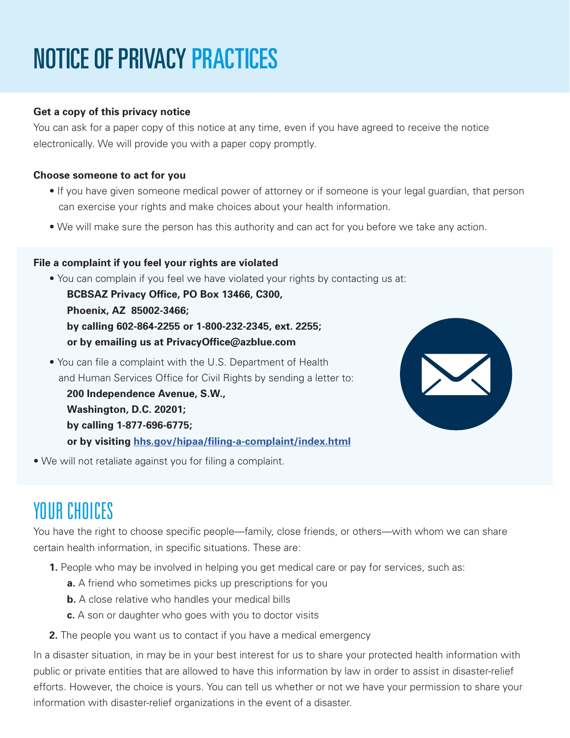# NOTICE OF PRIVACY PRACTICES

**Get a copy of this privacy notice**

You can ask for a paper copy of this notice at any time, even if you have agreed to receive the notice electronically. We will provide you with a paper copy promptly.

**Choose someone to act for you**

- If you have given someone medical power of attorney or if someone is your legal guardian, that person can exercise your rights and make choices about your health information.
- We will make sure the person has this authority and can act for you before we take any action.

**File a complaint if you feel your rights are violated**

- You can complain if you feel we have violated your rights by contacting us at:
  **BCBSAZ Privacy Office, PO Box 13466, C300,**
  **Phoenix, AZ 85002-3466;**
  **by calling 602-864-2255 or 1-800-232-2345, ext. 2255;**
  **or by emailing us at PrivacyOffice@azblue.com**
- You can file a complaint with the U.S. Department of Health and Human Services Office for Civil Rights by sending a letter to:
  **200 Independence Avenue, S.W.,**
  **Washington, D.C. 20201;**
  **by calling 1-877-696-6775;**
  **or by visiting [hhs.gov/hipaa/filing-a-complaint/index.html](hhs.gov/hipaa/filing-a-complaint/index.html)**
- We will not retaliate against you for filing a complaint.

## YOUR CHOICES

You have the right to choose specific people—family, close friends, or others—with whom we can share certain health information, in specific situations. These are:

1. People who may be involved in helping you get medical care or pay for services, such as:
   - **a.** A friend who sometimes picks up prescriptions for you
   - **b.** A close relative who handles your medical bills
   - **c.** A son or daughter who goes with you to doctor visits
2. The people you want us to contact if you have a medical emergency

In a disaster situation, in may be in your best interest for us to share your protected health information with public or private entities that are allowed to have this information by law in order to assist in disaster-relief efforts. However, the choice is yours. You can tell us whether or not we have your permission to share your information with disaster-relief organizations in the event of a disaster.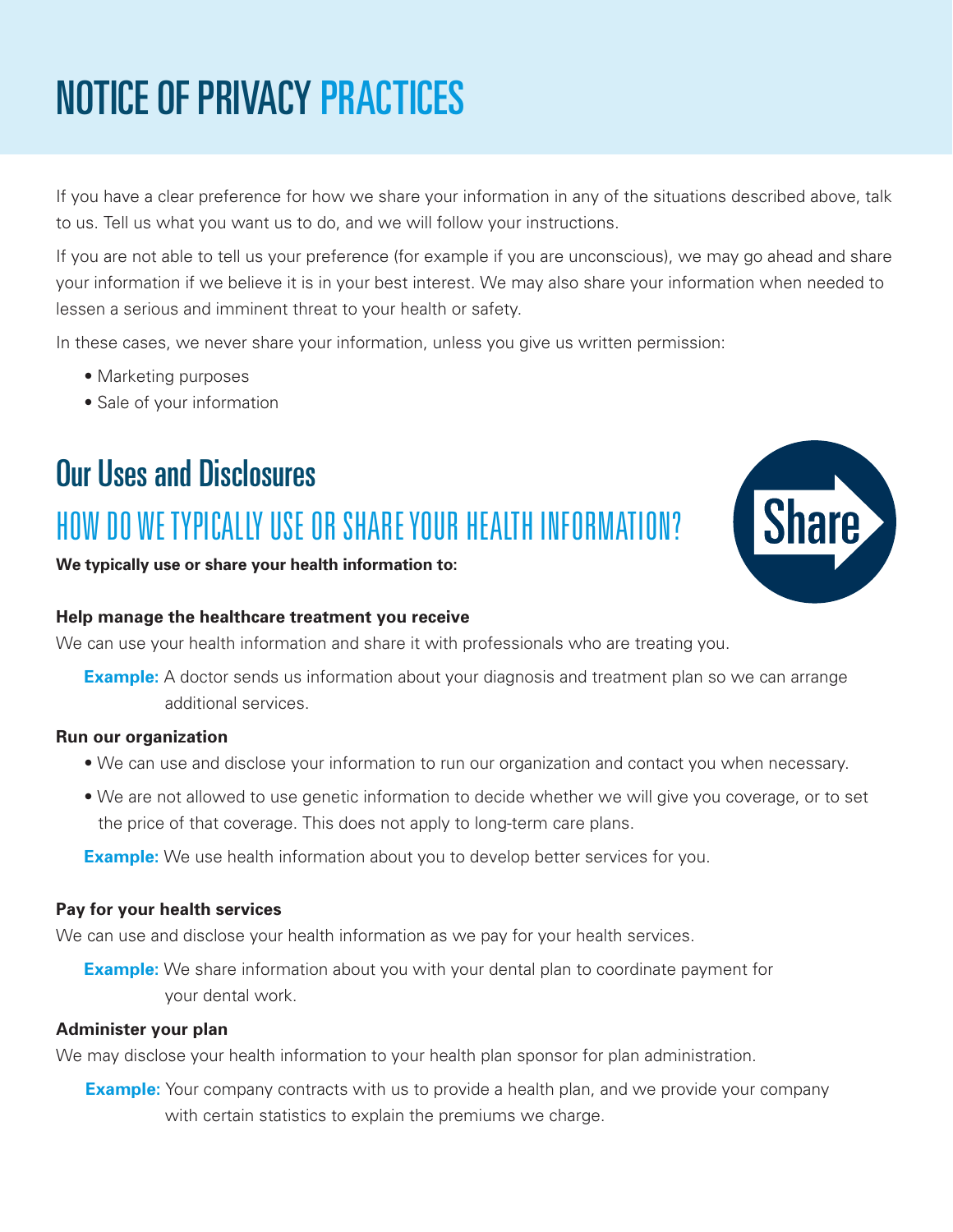# NOTICE OF PRIVACY PRACTICES

If you have a clear preference for how we share your information in any of the situations described above, talk to us. Tell us what you want us to do, and we will follow your instructions.

If you are not able to tell us your preference (for example if you are unconscious), we may go ahead and share your information if we believe it is in your best interest. We may also share your information when needed to lessen a serious and imminent threat to your health or safety.

In these cases, we never share your information, unless you give us written permission:

- Marketing purposes
- Sale of your information

## Our Uses and Disclosures

### HOW DO WE TYPICALLY USE OR SHARE YOUR HEALTH INFORMATION?

**We typically use or share your health information to:**

**Help manage the healthcare treatment you receive**

We can use your health information and share it with professionals who are treating you.

**Example:** A doctor sends us information about your diagnosis and treatment plan so we can arrange additional services.

**Run our organization**

- We can use and disclose your information to run our organization and contact you when necessary.
- We are not allowed to use genetic information to decide whether we will give you coverage, or to set the price of that coverage. This does not apply to long-term care plans.

**Example:** We use health information about you to develop better services for you.

**Pay for your health services**

We can use and disclose your health information as we pay for your health services.

**Example:** We share information about you with your dental plan to coordinate payment for your dental work.

**Administer your plan**

We may disclose your health information to your health plan sponsor for plan administration.

**Example:** Your company contracts with us to provide a health plan, and we provide your company with certain statistics to explain the premiums we charge.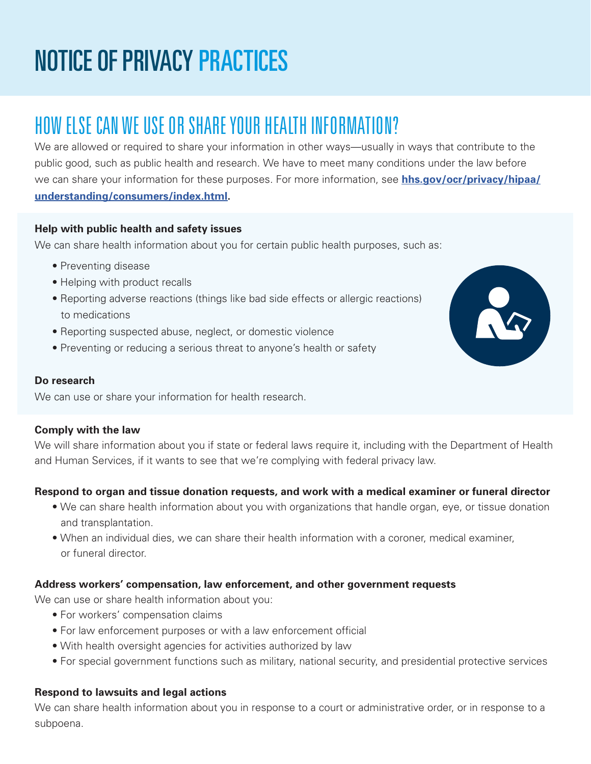# NOTICE OF PRIVACY PRACTICES

## HOW ELSE CAN WE USE OR SHARE YOUR HEALTH INFORMATION?

We are allowed or required to share your information in other ways—usually in ways that contribute to the public good, such as public health and research. We have to meet many conditions under the law before we can share your information for these purposes. For more information, see **hhs.gov/ocr/privacy/hipaa/understanding/consumers/index.html**.

**Help with public health and safety issues**

We can share health information about you for certain public health purposes, such as:

- Preventing disease
- Helping with product recalls
- Reporting adverse reactions (things like bad side effects or allergic reactions) to medications
- Reporting suspected abuse, neglect, or domestic violence
- Preventing or reducing a serious threat to anyone's health or safety

**Do research**

We can use or share your information for health research.

**Comply with the law**

We will share information about you if state or federal laws require it, including with the Department of Health and Human Services, if it wants to see that we're complying with federal privacy law.

**Respond to organ and tissue donation requests, and work with a medical examiner or funeral director**

- We can share health information about you with organizations that handle organ, eye, or tissue donation and transplantation.
- When an individual dies, we can share their health information with a coroner, medical examiner, or funeral director.

**Address workers' compensation, law enforcement, and other government requests**

We can use or share health information about you:

- For workers' compensation claims
- For law enforcement purposes or with a law enforcement official
- With health oversight agencies for activities authorized by law
- For special government functions such as military, national security, and presidential protective services

**Respond to lawsuits and legal actions**

We can share health information about you in response to a court or administrative order, or in response to a subpoena.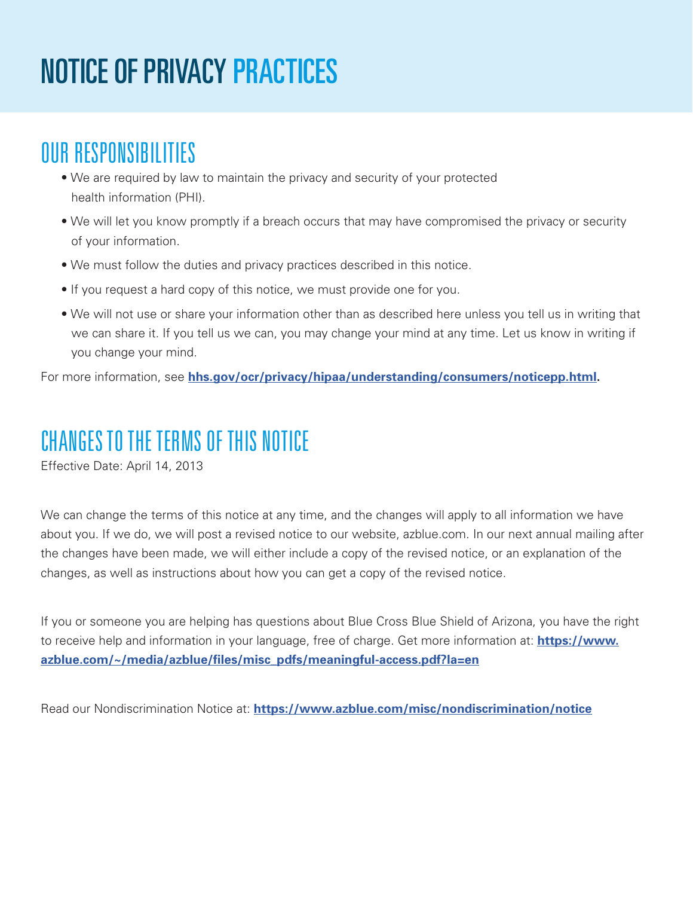# NOTICE OF PRIVACY PRACTICES

## OUR RESPONSIBILITIES

- We are required by law to maintain the privacy and security of your protected health information (PHI).
- We will let you know promptly if a breach occurs that may have compromised the privacy or security of your information.
- We must follow the duties and privacy practices described in this notice.
- If you request a hard copy of this notice, we must provide one for you.
- We will not use or share your information other than as described here unless you tell us in writing that we can share it. If you tell us we can, you may change your mind at any time. Let us know in writing if you change your mind.

For more information, see **hhs.gov/ocr/privacy/hipaa/understanding/consumers/noticepp.html**.

## CHANGES TO THE TERMS OF THIS NOTICE

Effective Date: April 14, 2013

We can change the terms of this notice at any time, and the changes will apply to all information we have about you. If we do, we will post a revised notice to our website, azblue.com. In our next annual mailing after the changes have been made, we will either include a copy of the revised notice, or an explanation of the changes, as well as instructions about how you can get a copy of the revised notice.

If you or someone you are helping has questions about Blue Cross Blue Shield of Arizona, you have the right to receive help and information in your language, free of charge. Get more information at: **https://www.azblue.com/~/media/azblue/files/misc_pdfs/meaningful-access.pdf?la=en**

Read our Nondiscrimination Notice at: **https://www.azblue.com/misc/nondiscrimination/notice**